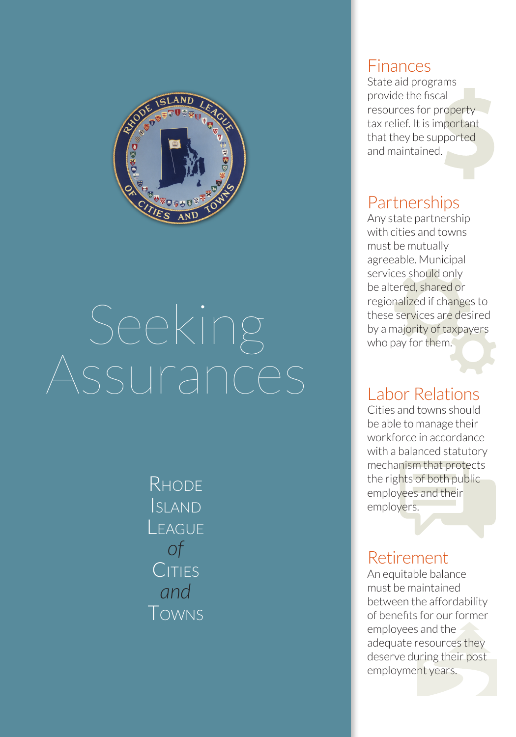# Seeking Assurances

Rhode Island League *of* Cities *and* Towns

## Finances

State aid programs provide the fiscal resources for property tax relief. It is important that they be supported and maintained.

## Partnerships

Any state partnership with cities and towns must be mutually agreeable. Municipal services should only be altered, shared or regionalized if changes to these services are desired by a majority of taxpayers who pay for them.

## Labor Relations

Cities and towns should be able to manage their workforce in accordance with a balanced statutory mechanism that protects the rights of both public employees and their employers.

## Retirement

An equitable balance must be maintained between the affordability of benefits for our former employees and the adequate resources they deserve during their post employment years.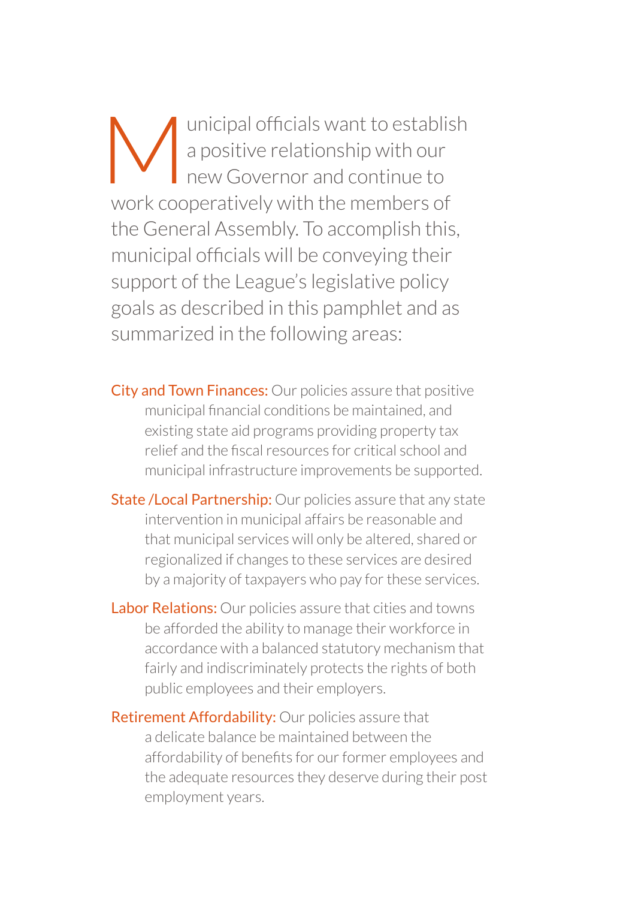Municipal officials want to establish a positive relationship with our new Governor and continue to work cooperatively with the members of the General Assembly. To accomplish this, municipal officials will be conveying their support of the League's legislative policy goals as described in this pamphlet and as summarized in the following areas:

**City and Town Finances:** Our policies assure that positive municipal financial conditions be maintained, and existing state aid programs providing property tax relief and the fiscal resources for critical school and municipal infrastructure improvements be supported.

**State /Local Partnership:** Our policies assure that any state intervention in municipal affairs be reasonable and that municipal services will only be altered, shared or regionalized if changes to these services are desired by a majority of taxpayers who pay for these services.

**Labor Relations:** Our policies assure that cities and towns be afforded the ability to manage their workforce in accordance with a balanced statutory mechanism that fairly and indiscriminately protects the rights of both public employees and their employers.

**Retirement Affordability:** Our policies assure that a delicate balance be maintained between the affordability of benefits for our former employees and the adequate resources they deserve during their post employment years.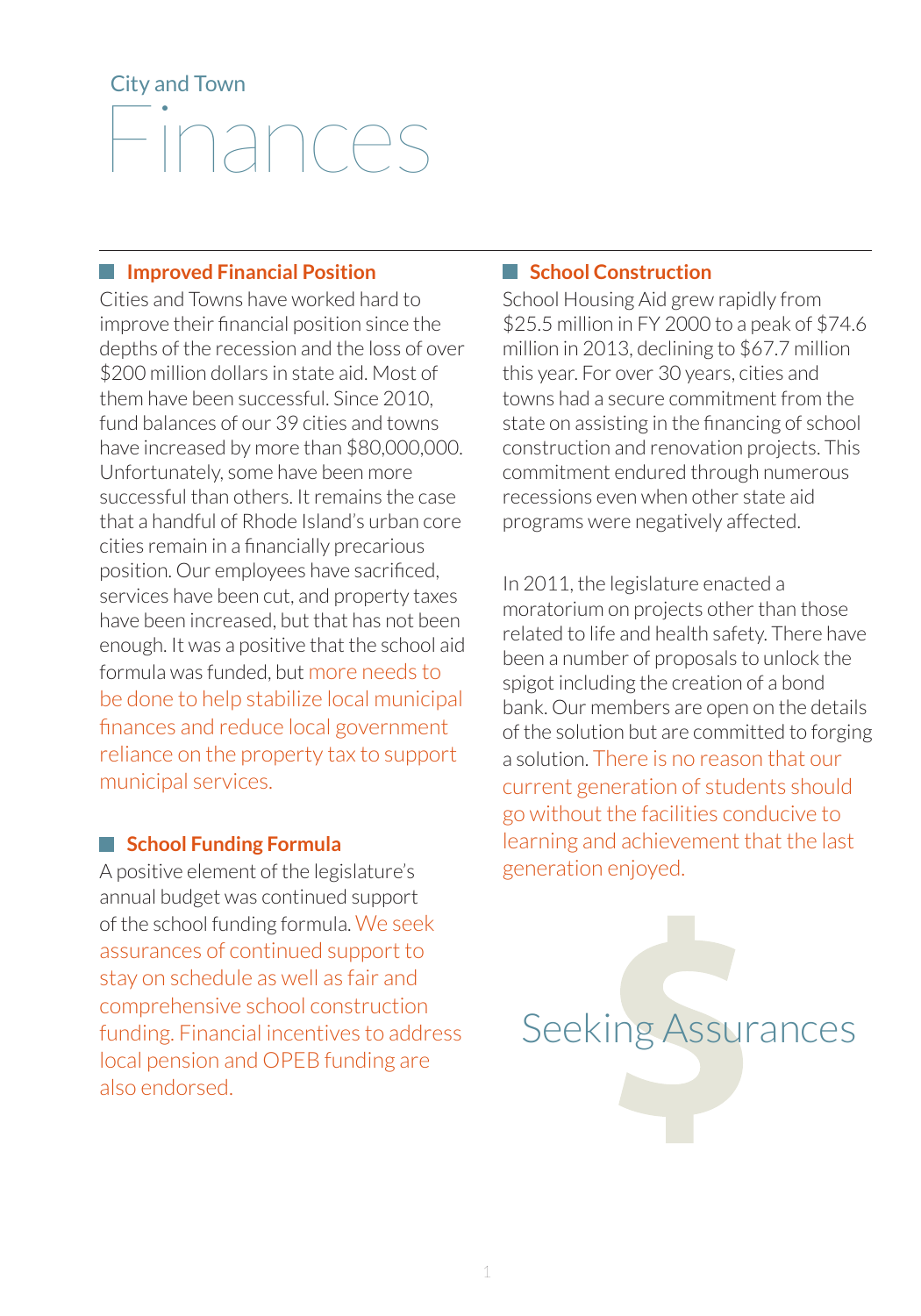City and Town

# Finances

## Improved Financial Position

Cities and Towns have worked hard to improve their financial position since the depths of the recession and the loss of over $200 million dollars in state aid. Most of them have been successful. Since 2010, fund balances of our 39 cities and towns have increased by more than $80,000,000. Unfortunately, some have been more successful than others. It remains the case that a handful of Rhode Island's urban core cities remain in a financially precarious position. Our employees have sacrificed, services have been cut, and property taxes have been increased, but that has not been enough. It was a positive that the school aid formula was funded, but more needs to be done to help stabilize local municipal finances and reduce local government reliance on the property tax to support municipal services.

## School Funding Formula

A positive element of the legislature's annual budget was continued support of the school funding formula. We seek assurances of continued support to stay on schedule as well as fair and comprehensive school construction funding. Financial incentives to address local pension and OPEB funding are also endorsed.

## School Construction

School Housing Aid grew rapidly from $25.5 million in FY 2000 to a peak of $74.6 million in 2013, declining to $67.7 million this year. For over 30 years, cities and towns had a secure commitment from the state on assisting in the financing of school construction and renovation projects. This commitment endured through numerous recessions even when other state aid programs were negatively affected.

In 2011, the legislature enacted a moratorium on projects other than those related to life and health safety. There have been a number of proposals to unlock the spigot including the creation of a bond bank. Our members are open on the details of the solution but are committed to forging a solution. There is no reason that our current generation of students should go without the facilities conducive to learning and achievement that the last generation enjoyed.

Seeking Assurances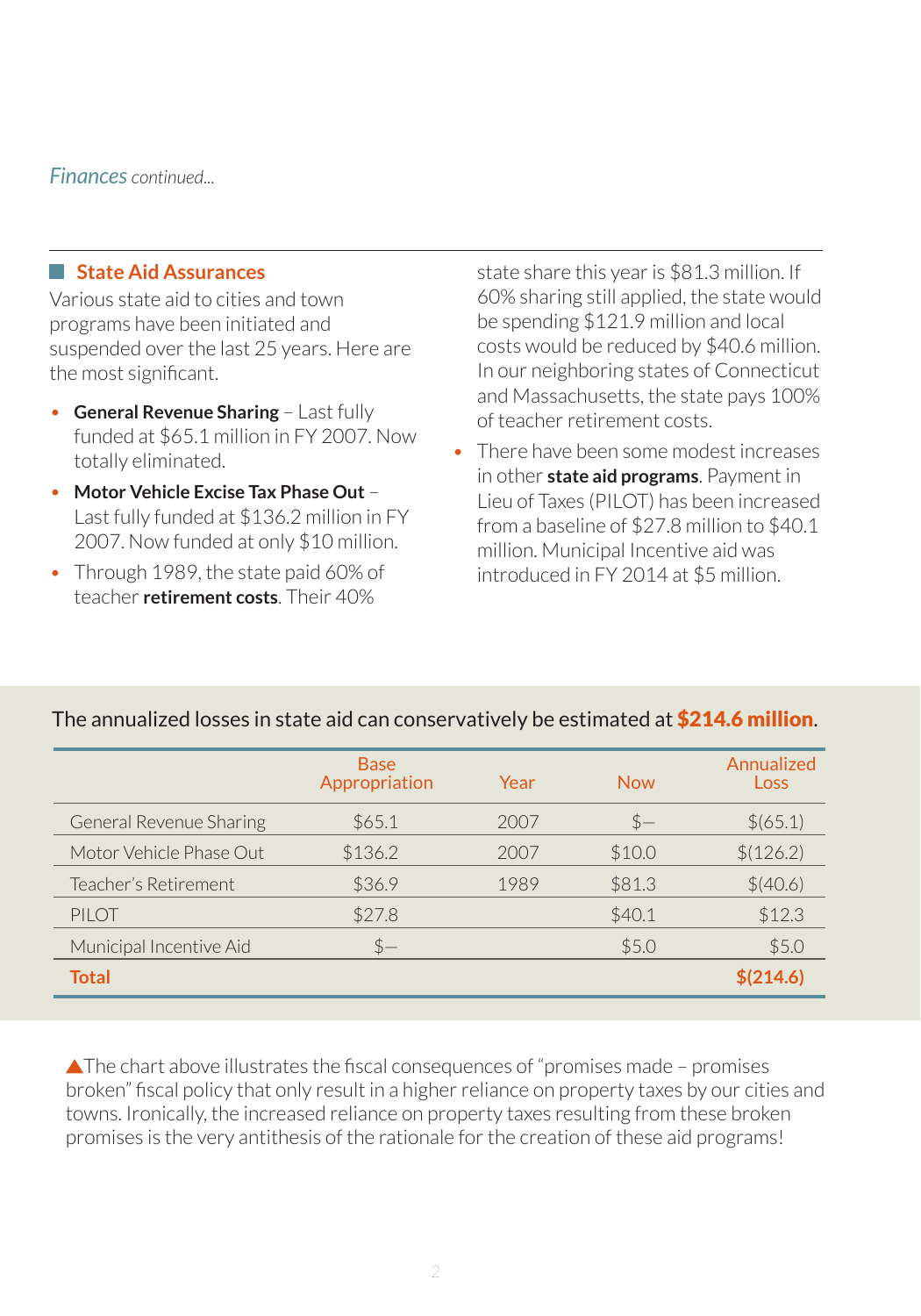*Finances continued...*

## State Aid Assurances

Various state aid to cities and town programs have been initiated and suspended over the last 25 years. Here are the most significant.

- **General Revenue Sharing** – Last fully funded at $65.1 million in FY 2007. Now totally eliminated.
- **Motor Vehicle Excise Tax Phase Out** – Last fully funded at $136.2 million in FY 2007. Now funded at only $10 million.
- Through 1989, the state paid 60% of teacher **retirement costs**. Their 40% state share this year is $81.3 million. If 60% sharing still applied, the state would be spending $121.9 million and local costs would be reduced by $40.6 million. In our neighboring states of Connecticut and Massachusetts, the state pays 100% of teacher retirement costs.
- There have been some modest increases in other **state aid programs**. Payment in Lieu of Taxes (PILOT) has been increased from a baseline of $27.8 million to $40.1 million. Municipal Incentive aid was introduced in FY 2014 at $5 million.

The annualized losses in state aid can conservatively be estimated at **$214.6 million**.

| | Base Appropriation | Year | Now | Annualized Loss |
|---|---|---|---|---|
| General Revenue Sharing | $65.1 | 2007 | $— | $(65.1) |
| Motor Vehicle Phase Out | $136.2 | 2007 | $10.0 | $(126.2) |
| Teacher's Retirement | $36.9 | 1989 | $81.3 | $(40.6) |
| PILOT | $27.8 | | $40.1 | $12.3 |
| Municipal Incentive Aid | $— | | $5.0 | $5.0 |
| **Total** | | | | **$(214.6)** |

▲The chart above illustrates the fiscal consequences of "promises made – promises broken" fiscal policy that only result in a higher reliance on property taxes by our cities and towns. Ironically, the increased reliance on property taxes resulting from these broken promises is the very antithesis of the rationale for the creation of these aid programs!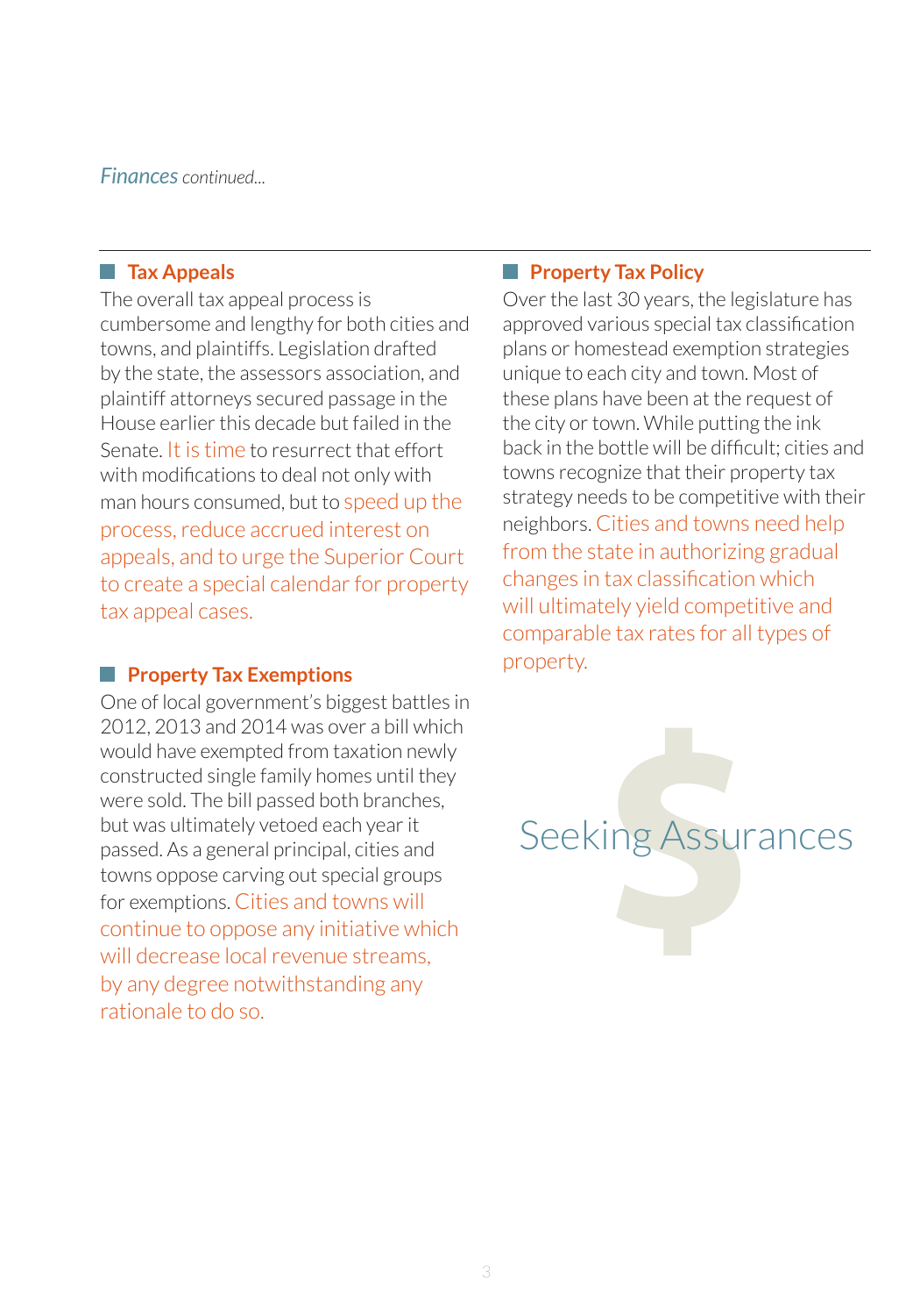*Finances continued...*

## Tax Appeals

The overall tax appeal process is cumbersome and lengthy for both cities and towns, and plaintiffs. Legislation drafted by the state, the assessors association, and plaintiff attorneys secured passage in the House earlier this decade but failed in the Senate. It is time to resurrect that effort with modifications to deal not only with man hours consumed, but to speed up the process, reduce accrued interest on appeals, and to urge the Superior Court to create a special calendar for property tax appeal cases.

## Property Tax Exemptions

One of local government's biggest battles in 2012, 2013 and 2014 was over a bill which would have exempted from taxation newly constructed single family homes until they were sold. The bill passed both branches, but was ultimately vetoed each year it passed. As a general principal, cities and towns oppose carving out special groups for exemptions. Cities and towns will continue to oppose any initiative which will decrease local revenue streams, by any degree notwithstanding any rationale to do so.

## Property Tax Policy

Over the last 30 years, the legislature has approved various special tax classification plans or homestead exemption strategies unique to each city and town. Most of these plans have been at the request of the city or town. While putting the ink back in the bottle will be difficult; cities and towns recognize that their property tax strategy needs to be competitive with their neighbors. Cities and towns need help from the state in authorizing gradual changes in tax classification which will ultimately yield competitive and comparable tax rates for all types of property.

Seeking Assurances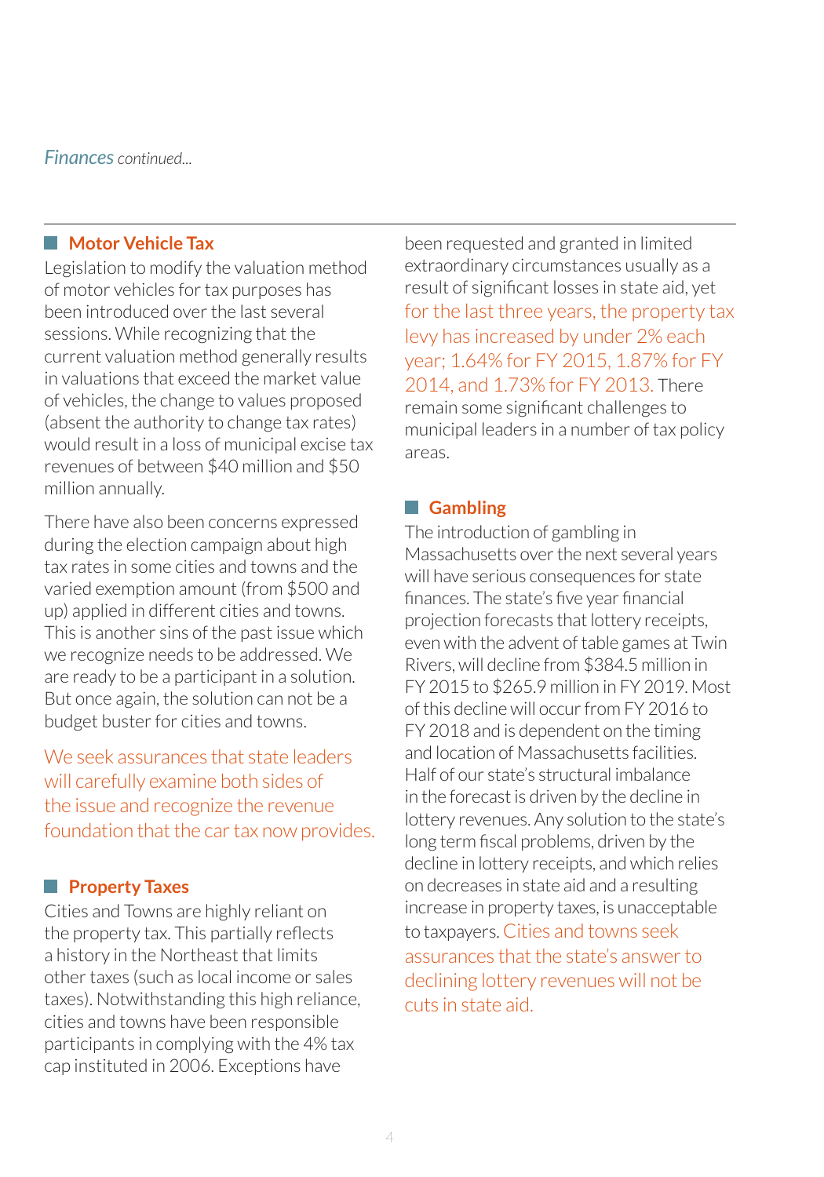*Finances continued...*

## Motor Vehicle Tax

Legislation to modify the valuation method of motor vehicles for tax purposes has been introduced over the last several sessions. While recognizing that the current valuation method generally results in valuations that exceed the market value of vehicles, the change to values proposed (absent the authority to change tax rates) would result in a loss of municipal excise tax revenues of between $40 million and $50 million annually.

There have also been concerns expressed during the election campaign about high tax rates in some cities and towns and the varied exemption amount (from $500 and up) applied in different cities and towns. This is another sins of the past issue which we recognize needs to be addressed. We are ready to be a participant in a solution. But once again, the solution can not be a budget buster for cities and towns.

We seek assurances that state leaders will carefully examine both sides of the issue and recognize the revenue foundation that the car tax now provides.

## Property Taxes

Cities and Towns are highly reliant on the property tax. This partially reflects a history in the Northeast that limits other taxes (such as local income or sales taxes). Notwithstanding this high reliance, cities and towns have been responsible participants in complying with the 4% tax cap instituted in 2006. Exceptions have been requested and granted in limited extraordinary circumstances usually as a result of significant losses in state aid, yet for the last three years, the property tax levy has increased by under 2% each year; 1.64% for FY 2015, 1.87% for FY 2014, and 1.73% for FY 2013. There remain some significant challenges to municipal leaders in a number of tax policy areas.

## Gambling

The introduction of gambling in Massachusetts over the next several years will have serious consequences for state finances. The state's five year financial projection forecasts that lottery receipts, even with the advent of table games at Twin Rivers, will decline from $384.5 million in FY 2015 to $265.9 million in FY 2019. Most of this decline will occur from FY 2016 to FY 2018 and is dependent on the timing and location of Massachusetts facilities. Half of our state's structural imbalance in the forecast is driven by the decline in lottery revenues. Any solution to the state's long term fiscal problems, driven by the decline in lottery receipts, and which relies on decreases in state aid and a resulting increase in property taxes, is unacceptable to taxpayers. Cities and towns seek assurances that the state's answer to declining lottery revenues will not be cuts in state aid.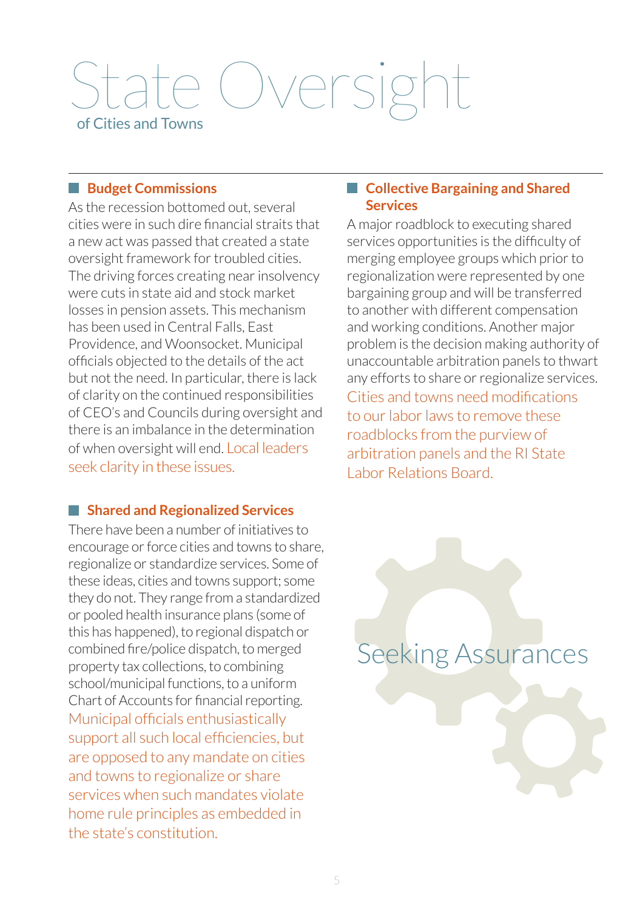# State Oversight

of Cities and Towns

## Budget Commissions

As the recession bottomed out, several cities were in such dire financial straits that a new act was passed that created a state oversight framework for troubled cities. The driving forces creating near insolvency were cuts in state aid and stock market losses in pension assets. This mechanism has been used in Central Falls, East Providence, and Woonsocket. Municipal officials objected to the details of the act but not the need. In particular, there is lack of clarity on the continued responsibilities of CEO's and Councils during oversight and there is an imbalance in the determination of when oversight will end. Local leaders seek clarity in these issues.

## Shared and Regionalized Services

There have been a number of initiatives to encourage or force cities and towns to share, regionalize or standardize services. Some of these ideas, cities and towns support; some they do not. They range from a standardized or pooled health insurance plans (some of this has happened), to regional dispatch or combined fire/police dispatch, to merged property tax collections, to combining school/municipal functions, to a uniform Chart of Accounts for financial reporting. Municipal officials enthusiastically support all such local efficiencies, but are opposed to any mandate on cities and towns to regionalize or share services when such mandates violate home rule principles as embedded in the state's constitution.

## Collective Bargaining and Shared Services

A major roadblock to executing shared services opportunities is the difficulty of merging employee groups which prior to regionalization were represented by one bargaining group and will be transferred to another with different compensation and working conditions. Another major problem is the decision making authority of unaccountable arbitration panels to thwart any efforts to share or regionalize services. Cities and towns need modifications to our labor laws to remove these roadblocks from the purview of arbitration panels and the RI State Labor Relations Board.

Seeking Assurances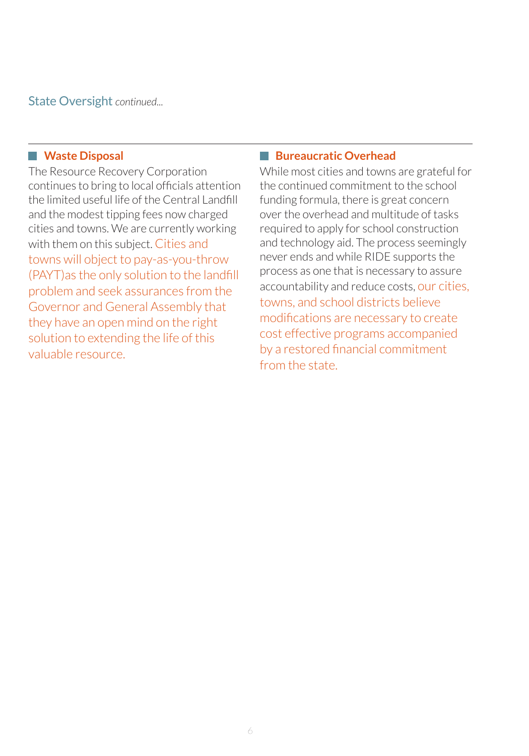## State Oversight *continued...*

### Waste Disposal

The Resource Recovery Corporation continues to bring to local officials attention the limited useful life of the Central Landfill and the modest tipping fees now charged cities and towns. We are currently working with them on this subject. Cities and towns will object to pay-as-you-throw (PAYT)as the only solution to the landfill problem and seek assurances from the Governor and General Assembly that they have an open mind on the right solution to extending the life of this valuable resource.

### Bureaucratic Overhead

While most cities and towns are grateful for the continued commitment to the school funding formula, there is great concern over the overhead and multitude of tasks required to apply for school construction and technology aid. The process seemingly never ends and while RIDE supports the process as one that is necessary to assure accountability and reduce costs, our cities, towns, and school districts believe modifications are necessary to create cost effective programs accompanied by a restored financial commitment from the state.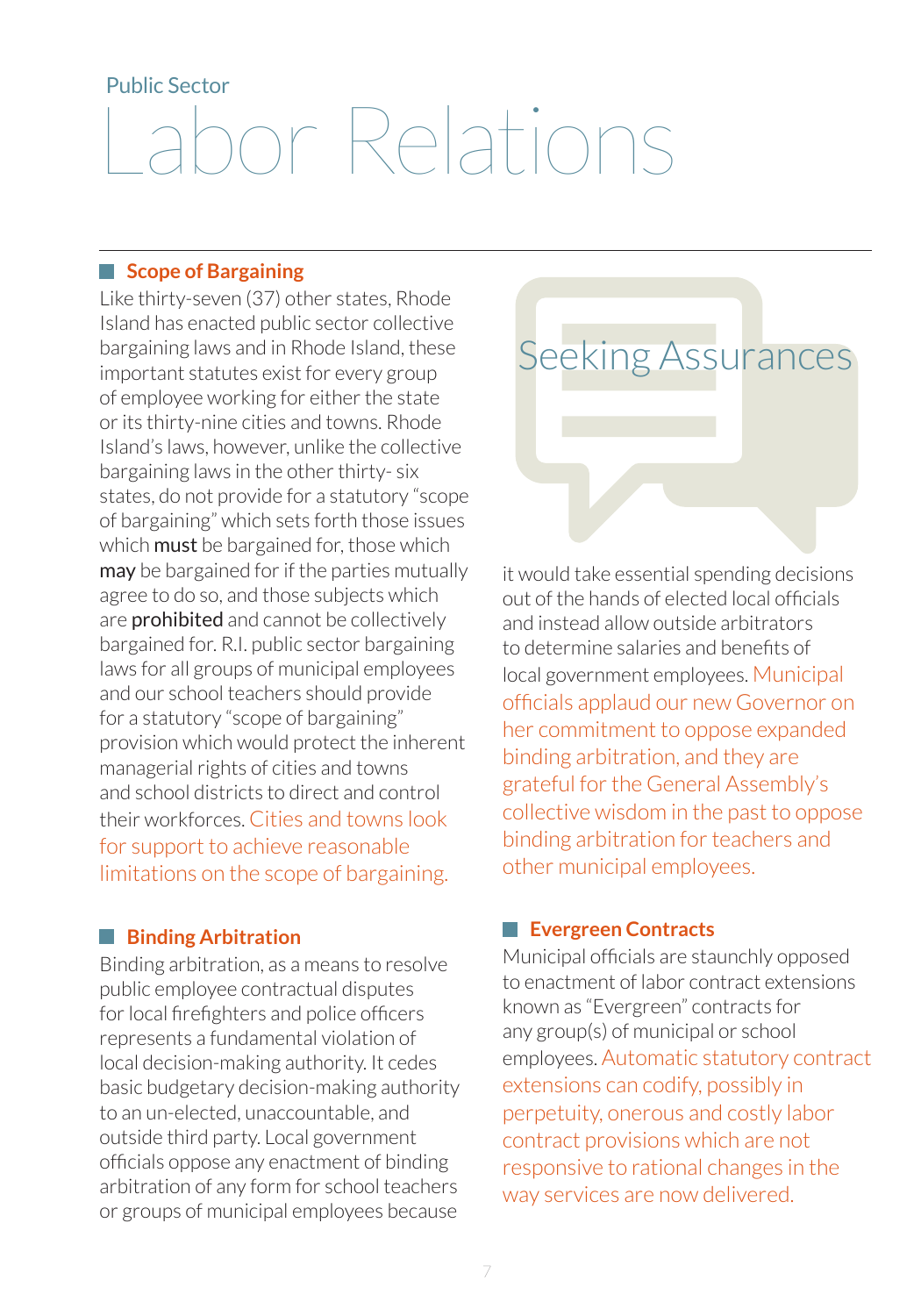Public Sector

# Labor Relations

## Scope of Bargaining

Like thirty-seven (37) other states, Rhode Island has enacted public sector collective bargaining laws and in Rhode Island, these important statutes exist for every group of employee working for either the state or its thirty-nine cities and towns. Rhode Island's laws, however, unlike the collective bargaining laws in the other thirty- six states, do not provide for a statutory "scope of bargaining" which sets forth those issues which **must** be bargained for, those which **may** be bargained for if the parties mutually agree to do so, and those subjects which are **prohibited** and cannot be collectively bargained for. R.I. public sector bargaining laws for all groups of municipal employees and our school teachers should provide for a statutory "scope of bargaining" provision which would protect the inherent managerial rights of cities and towns and school districts to direct and control their workforces. Cities and towns look for support to achieve reasonable limitations on the scope of bargaining.

## Binding Arbitration

Binding arbitration, as a means to resolve public employee contractual disputes for local firefighters and police officers represents a fundamental violation of local decision-making authority. It cedes basic budgetary decision-making authority to an un-elected, unaccountable, and outside third party. Local government officials oppose any enactment of binding arbitration of any form for school teachers or groups of municipal employees because it would take essential spending decisions out of the hands of elected local officials and instead allow outside arbitrators to determine salaries and benefits of local government employees. Municipal officials applaud our new Governor on her commitment to oppose expanded binding arbitration, and they are grateful for the General Assembly's collective wisdom in the past to oppose binding arbitration for teachers and other municipal employees.

Seeking Assurances

## Evergreen Contracts

Municipal officials are staunchly opposed to enactment of labor contract extensions known as "Evergreen" contracts for any group(s) of municipal or school employees. Automatic statutory contract extensions can codify, possibly in perpetuity, onerous and costly labor contract provisions which are not responsive to rational changes in the way services are now delivered.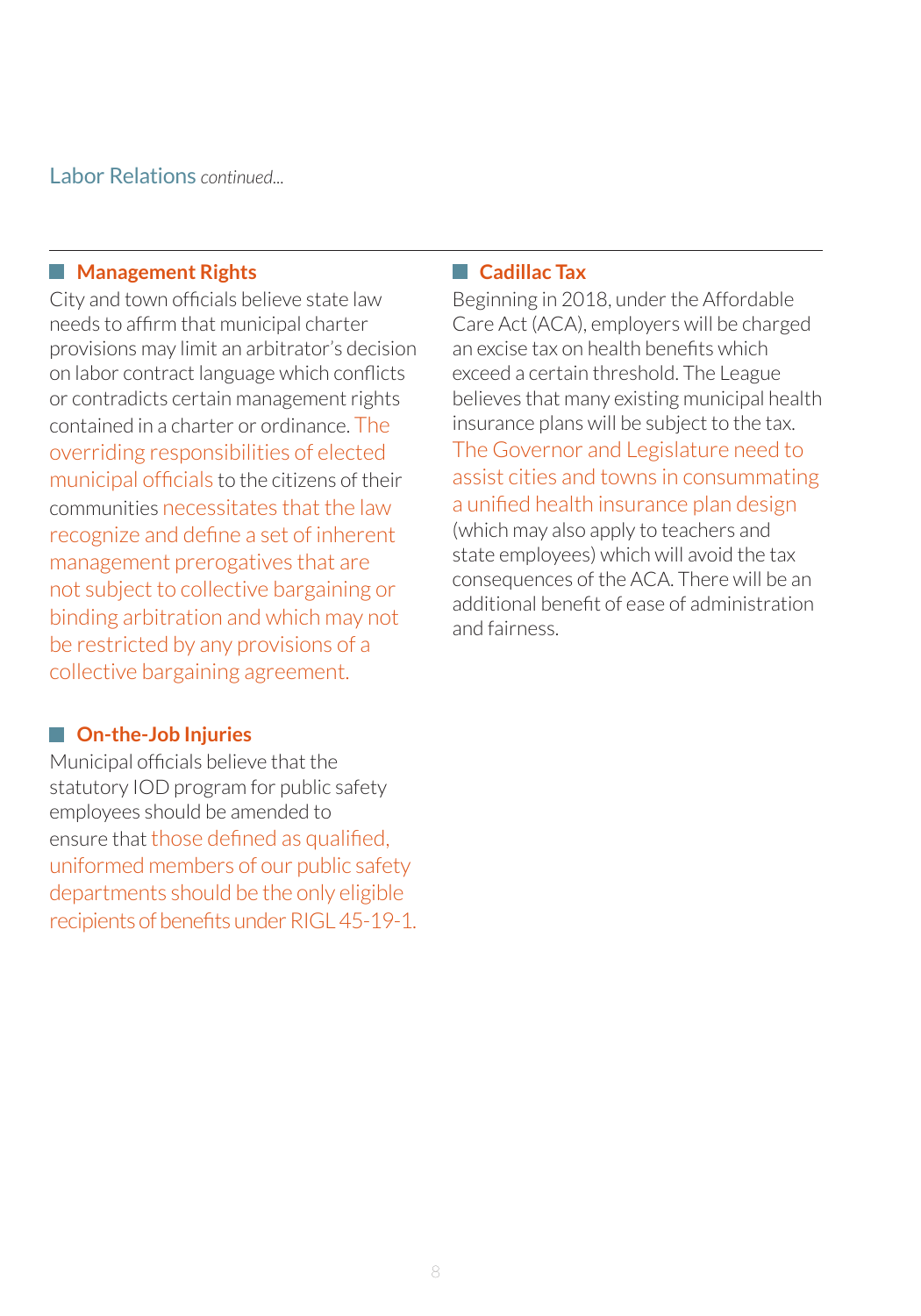Labor Relations *continued...*

### Management Rights

City and town officials believe state law needs to affirm that municipal charter provisions may limit an arbitrator's decision on labor contract language which conflicts or contradicts certain management rights contained in a charter or ordinance. The overriding responsibilities of elected municipal officials to the citizens of their communities necessitates that the law recognize and define a set of inherent management prerogatives that are not subject to collective bargaining or binding arbitration and which may not be restricted by any provisions of a collective bargaining agreement.

### On-the-Job Injuries

Municipal officials believe that the statutory IOD program for public safety employees should be amended to ensure that those defined as qualified, uniformed members of our public safety departments should be the only eligible recipients of benefits under RIGL 45-19-1.

### Cadillac Tax

Beginning in 2018, under the Affordable Care Act (ACA), employers will be charged an excise tax on health benefits which exceed a certain threshold. The League believes that many existing municipal health insurance plans will be subject to the tax. The Governor and Legislature need to assist cities and towns in consummating a unified health insurance plan design (which may also apply to teachers and state employees) which will avoid the tax consequences of the ACA. There will be an additional benefit of ease of administration and fairness.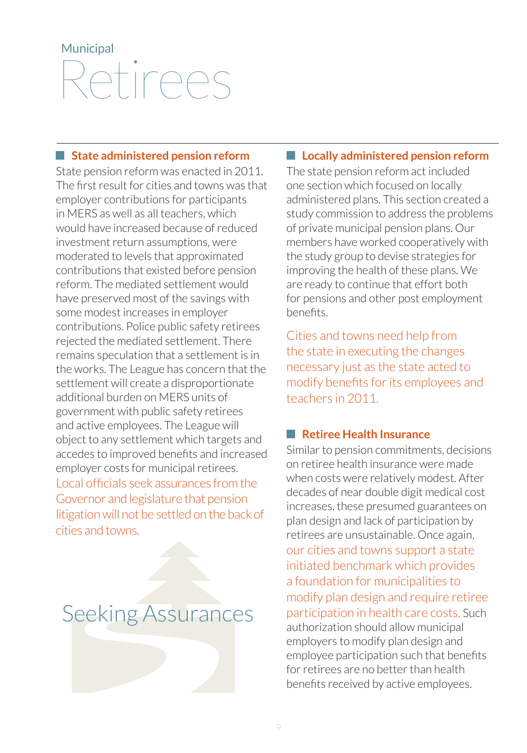Municipal

# Retirees

## State administered pension reform

State pension reform was enacted in 2011. The first result for cities and towns was that employer contributions for participants in MERS as well as all teachers, which would have increased because of reduced investment return assumptions, were moderated to levels that approximated contributions that existed before pension reform. The mediated settlement would have preserved most of the savings with some modest increases in employer contributions. Police public safety retirees rejected the mediated settlement. There remains speculation that a settlement is in the works. The League has concern that the settlement will create a disproportionate additional burden on MERS units of government with public safety retirees and active employees. The League will object to any settlement which targets and accedes to improved benefits and increased employer costs for municipal retirees. Local officials seek assurances from the Governor and legislature that pension litigation will not be settled on the back of cities and towns.

Seeking Assurances

## Locally administered pension reform

The state pension reform act included one section which focused on locally administered plans. This section created a study commission to address the problems of private municipal pension plans. Our members have worked cooperatively with the study group to devise strategies for improving the health of these plans. We are ready to continue that effort both for pensions and other post employment benefits.

Cities and towns need help from the state in executing the changes necessary just as the state acted to modify benefits for its employees and teachers in 2011.

## Retiree Health Insurance

Similar to pension commitments, decisions on retiree health insurance were made when costs were relatively modest. After decades of near double digit medical cost increases, these presumed guarantees on plan design and lack of participation by retirees are unsustainable. Once again, our cities and towns support a state initiated benchmark which provides a foundation for municipalities to modify plan design and require retiree participation in health care costs. Such authorization should allow municipal employers to modify plan design and employee participation such that benefits for retirees are no better than health benefits received by active employees.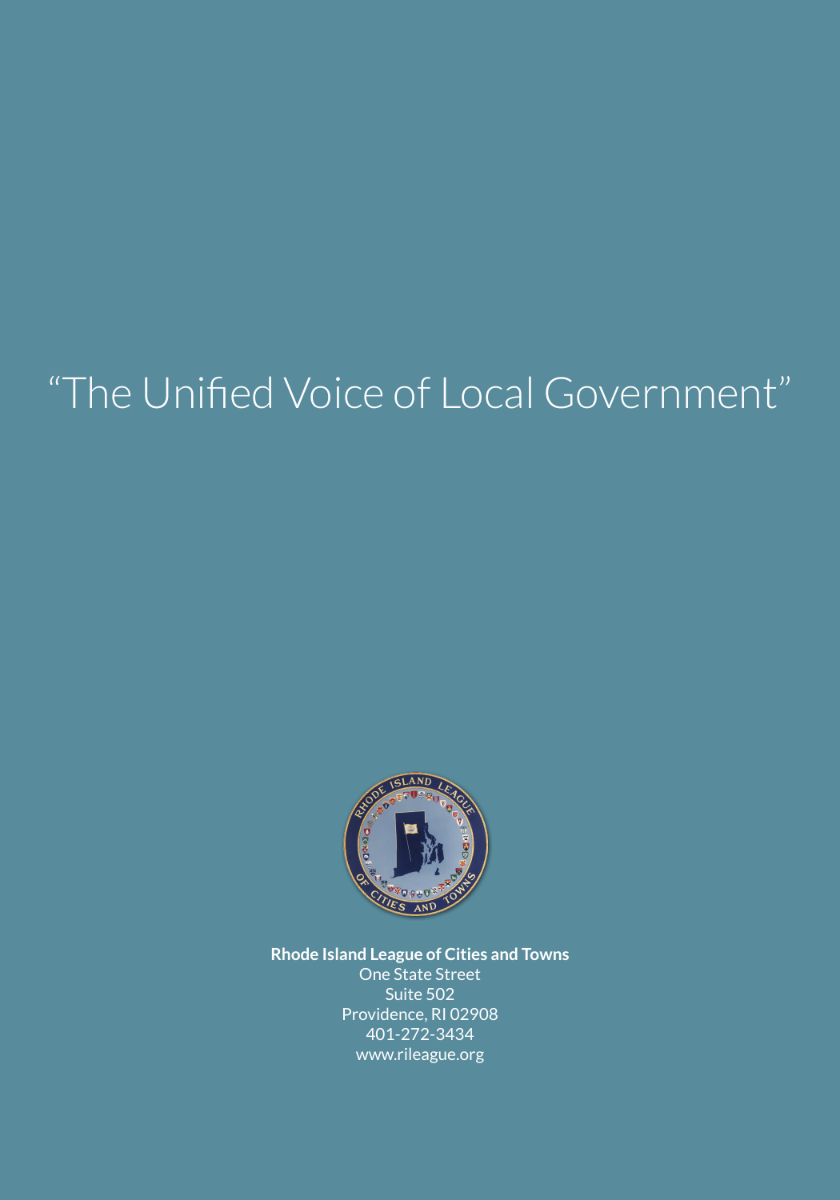"The Unified Voice of Local Government"

**Rhode Island League of Cities and Towns**
One State Street
Suite 502
Providence, RI 02908
401-272-3434
www.rileague.org